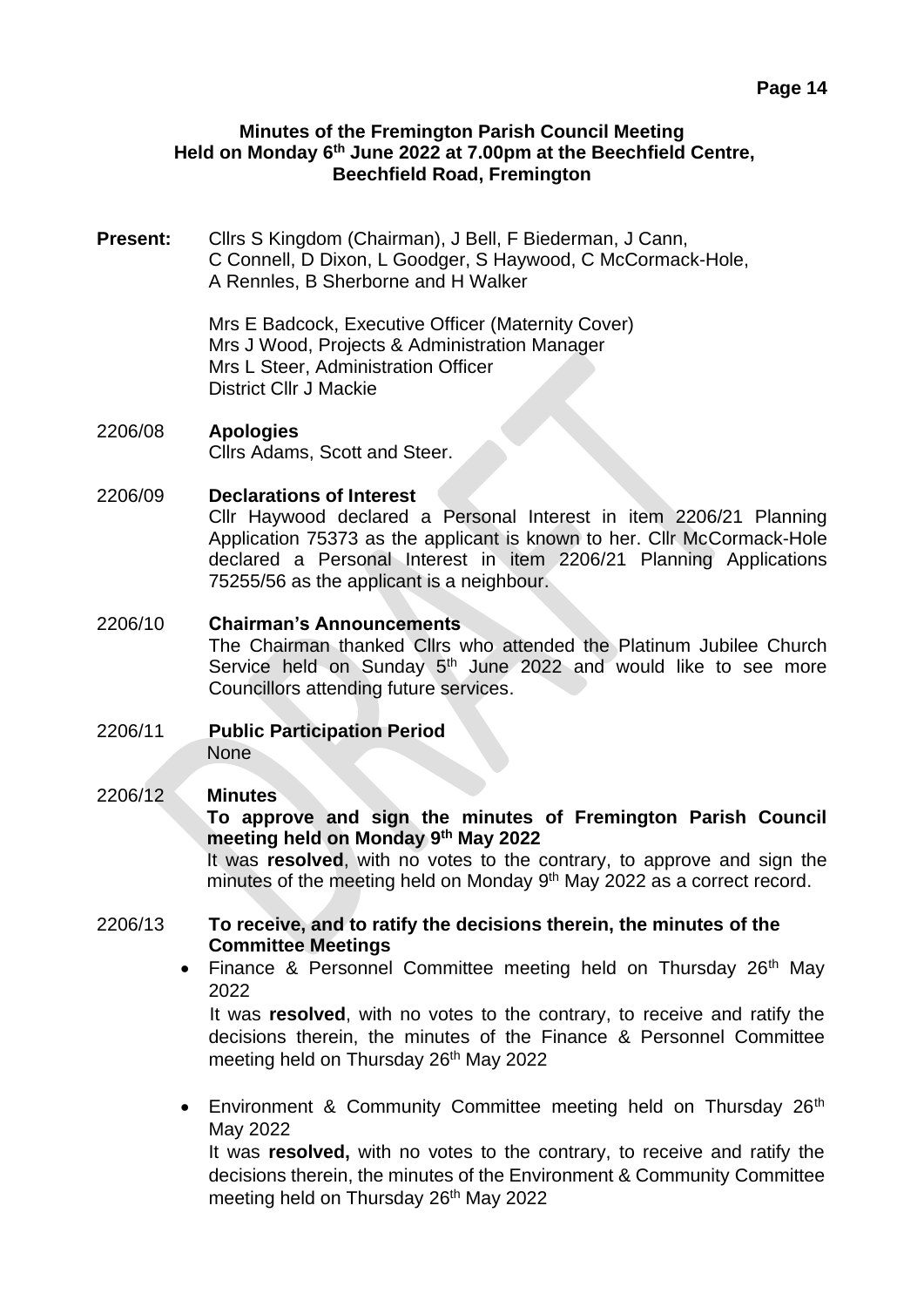**Minutes of the Fremington Parish Council Meeting**
**Held on Monday 6th June 2022 at 7.00pm at the Beechfield Centre, Beechfield Road, Fremington**

**Present:** Cllrs S Kingdom (Chairman), J Bell, F Biederman, J Cann, C Connell, D Dixon, L Goodger, S Haywood, C McCormack-Hole, A Rennles, B Sherborne and H Walker

Mrs E Badcock, Executive Officer (Maternity Cover)
Mrs J Wood, Projects & Administration Manager
Mrs L Steer, Administration Officer
District Cllr J Mackie

2206/08 **Apologies**

Cllrs Adams, Scott and Steer.

2206/09 **Declarations of Interest**

Cllr Haywood declared a Personal Interest in item 2206/21 Planning Application 75373 as the applicant is known to her. Cllr McCormack-Hole declared a Personal Interest in item 2206/21 Planning Applications 75255/56 as the applicant is a neighbour.

2206/10 **Chairman's Announcements**

The Chairman thanked Cllrs who attended the Platinum Jubilee Church Service held on Sunday 5th June 2022 and would like to see more Councillors attending future services.

2206/11 **Public Participation Period**

None

2206/12 **Minutes**

**To approve and sign the minutes of Fremington Parish Council meeting held on Monday 9th May 2022**

It was **resolved**, with no votes to the contrary, to approve and sign the minutes of the meeting held on Monday 9th May 2022 as a correct record.

2206/13 **To receive, and to ratify the decisions therein, the minutes of the Committee Meetings**

- Finance & Personnel Committee meeting held on Thursday 26th May 2022

  It was **resolved**, with no votes to the contrary, to receive and ratify the decisions therein, the minutes of the Finance & Personnel Committee meeting held on Thursday 26th May 2022

- Environment & Community Committee meeting held on Thursday 26th May 2022

  It was **resolved,** with no votes to the contrary, to receive and ratify the decisions therein, the minutes of the Environment & Community Committee meeting held on Thursday 26th May 2022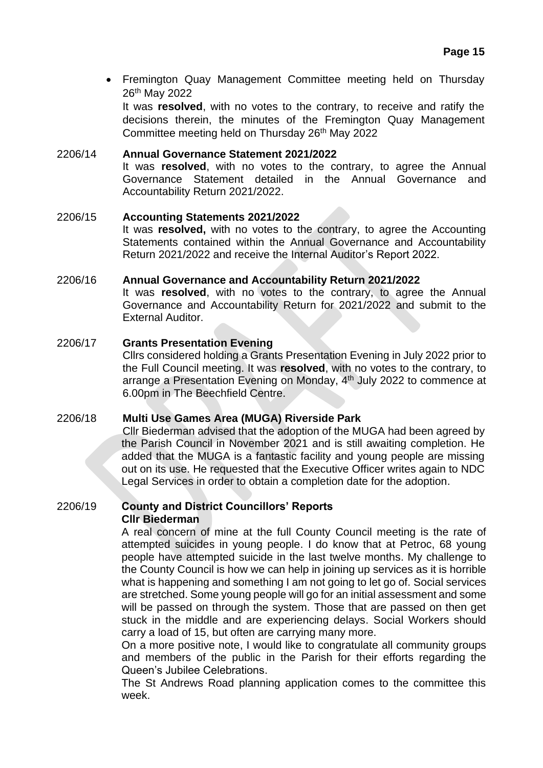- Fremington Quay Management Committee meeting held on Thursday 26th May 2022

  It was **resolved**, with no votes to the contrary, to receive and ratify the decisions therein, the minutes of the Fremington Quay Management Committee meeting held on Thursday 26th May 2022

**2206/14 Annual Governance Statement 2021/2022**

It was **resolved**, with no votes to the contrary, to agree the Annual Governance Statement detailed in the Annual Governance and Accountability Return 2021/2022.

**2206/15 Accounting Statements 2021/2022**

It was **resolved,** with no votes to the contrary, to agree the Accounting Statements contained within the Annual Governance and Accountability Return 2021/2022 and receive the Internal Auditor's Report 2022.

**2206/16 Annual Governance and Accountability Return 2021/2022**

It was **resolved**, with no votes to the contrary, to agree the Annual Governance and Accountability Return for 2021/2022 and submit to the External Auditor.

**2206/17 Grants Presentation Evening**

Cllrs considered holding a Grants Presentation Evening in July 2022 prior to the Full Council meeting. It was **resolved**, with no votes to the contrary, to arrange a Presentation Evening on Monday, 4th July 2022 to commence at 6.00pm in The Beechfield Centre.

**2206/18 Multi Use Games Area (MUGA) Riverside Park**

Cllr Biederman advised that the adoption of the MUGA had been agreed by the Parish Council in November 2021 and is still awaiting completion. He added that the MUGA is a fantastic facility and young people are missing out on its use. He requested that the Executive Officer writes again to NDC Legal Services in order to obtain a completion date for the adoption.

**2206/19 County and District Councillors' Reports**

**Cllr Biederman**

A real concern of mine at the full County Council meeting is the rate of attempted suicides in young people. I do know that at Petroc, 68 young people have attempted suicide in the last twelve months. My challenge to the County Council is how we can help in joining up services as it is horrible what is happening and something I am not going to let go of. Social services are stretched. Some young people will go for an initial assessment and some will be passed on through the system. Those that are passed on then get stuck in the middle and are experiencing delays. Social Workers should carry a load of 15, but often are carrying many more.

On a more positive note, I would like to congratulate all community groups and members of the public in the Parish for their efforts regarding the Queen's Jubilee Celebrations.

The St Andrews Road planning application comes to the committee this week.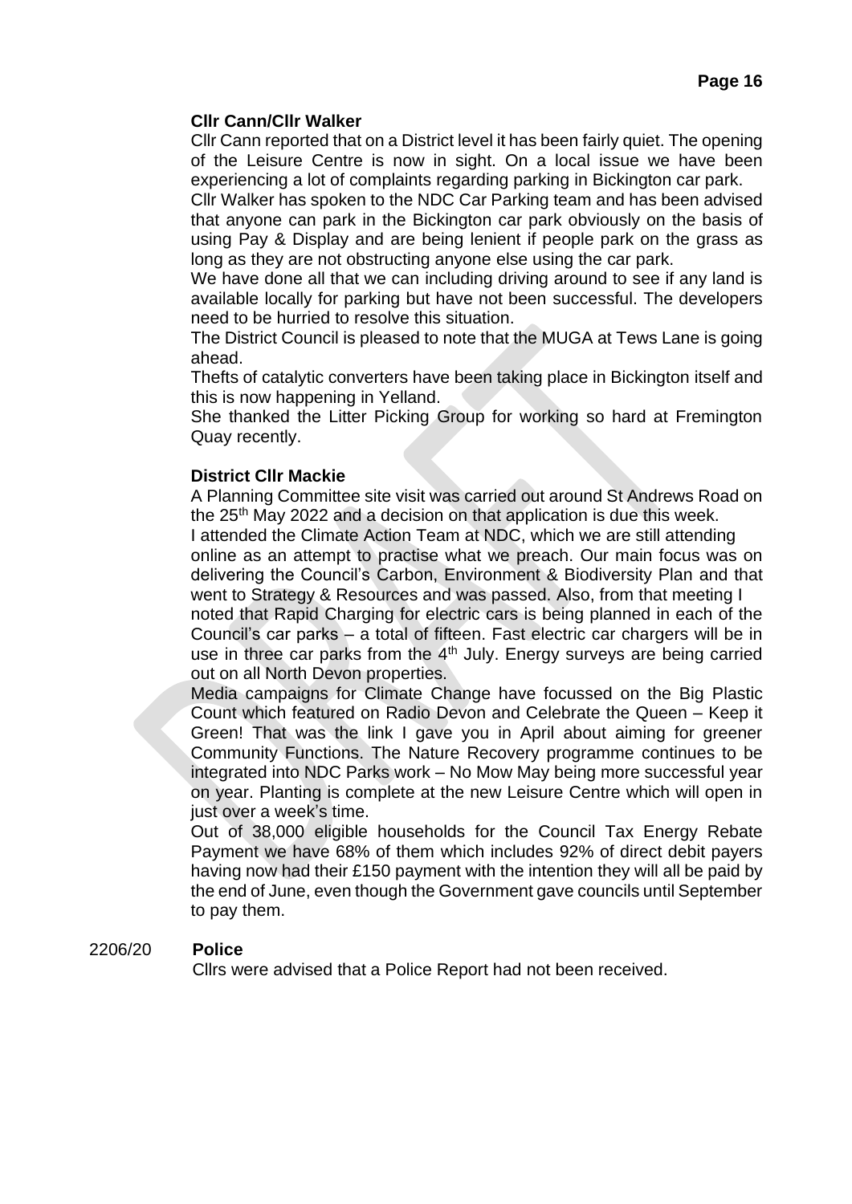**Cllr Cann/Cllr Walker**

Cllr Cann reported that on a District level it has been fairly quiet. The opening of the Leisure Centre is now in sight. On a local issue we have been experiencing a lot of complaints regarding parking in Bickington car park.

Cllr Walker has spoken to the NDC Car Parking team and has been advised that anyone can park in the Bickington car park obviously on the basis of using Pay & Display and are being lenient if people park on the grass as long as they are not obstructing anyone else using the car park.

We have done all that we can including driving around to see if any land is available locally for parking but have not been successful. The developers need to be hurried to resolve this situation.

The District Council is pleased to note that the MUGA at Tews Lane is going ahead.

Thefts of catalytic converters have been taking place in Bickington itself and this is now happening in Yelland.

She thanked the Litter Picking Group for working so hard at Fremington Quay recently.

**District Cllr Mackie**

A Planning Committee site visit was carried out around St Andrews Road on the 25th May 2022 and a decision on that application is due this week.

I attended the Climate Action Team at NDC, which we are still attending online as an attempt to practise what we preach. Our main focus was on delivering the Council's Carbon, Environment & Biodiversity Plan and that went to Strategy & Resources and was passed. Also, from that meeting I noted that Rapid Charging for electric cars is being planned in each of the Council's car parks – a total of fifteen. Fast electric car chargers will be in use in three car parks from the 4th July. Energy surveys are being carried out on all North Devon properties.

Media campaigns for Climate Change have focussed on the Big Plastic Count which featured on Radio Devon and Celebrate the Queen – Keep it Green! That was the link I gave you in April about aiming for greener Community Functions. The Nature Recovery programme continues to be integrated into NDC Parks work – No Mow May being more successful year on year. Planting is complete at the new Leisure Centre which will open in just over a week's time.

Out of 38,000 eligible households for the Council Tax Energy Rebate Payment we have 68% of them which includes 92% of direct debit payers having now had their £150 payment with the intention they will all be paid by the end of June, even though the Government gave councils until September to pay them.

2206/20 **Police**

Cllrs were advised that a Police Report had not been received.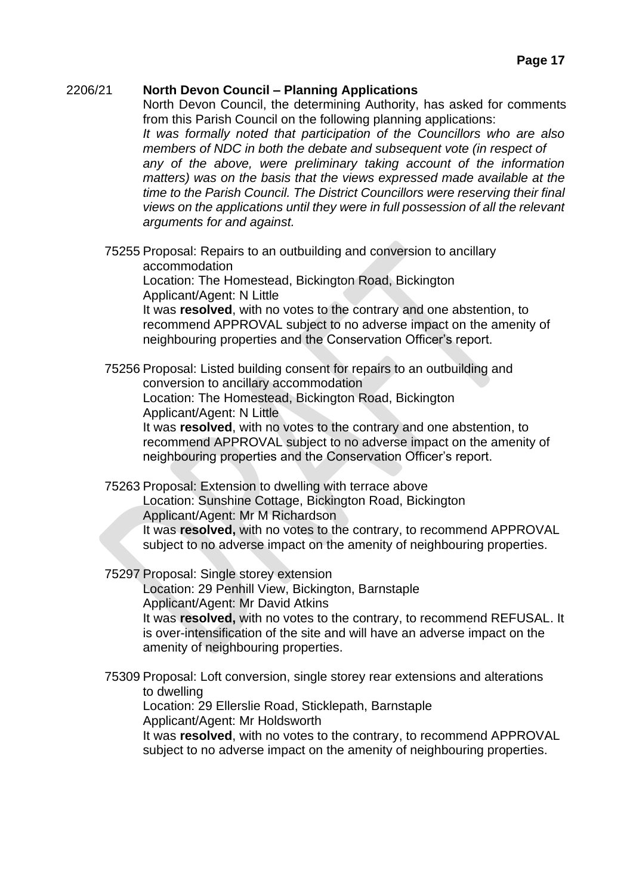## 2206/21 **North Devon Council – Planning Applications**

North Devon Council, the determining Authority, has asked for comments from this Parish Council on the following planning applications:

*It was formally noted that participation of the Councillors who are also members of NDC in both the debate and subsequent vote (in respect of any of the above, were preliminary taking account of the information matters) was on the basis that the views expressed made available at the time to the Parish Council. The District Councillors were reserving their final views on the applications until they were in full possession of all the relevant arguments for and against.*

75255 Proposal: Repairs to an outbuilding and conversion to ancillary accommodation
Location: The Homestead, Bickington Road, Bickington
Applicant/Agent: N Little
It was **resolved**, with no votes to the contrary and one abstention, to recommend APPROVAL subject to no adverse impact on the amenity of neighbouring properties and the Conservation Officer's report.

75256 Proposal: Listed building consent for repairs to an outbuilding and conversion to ancillary accommodation
Location: The Homestead, Bickington Road, Bickington
Applicant/Agent: N Little
It was **resolved**, with no votes to the contrary and one abstention, to recommend APPROVAL subject to no adverse impact on the amenity of neighbouring properties and the Conservation Officer's report.

75263 Proposal: Extension to dwelling with terrace above
Location: Sunshine Cottage, Bickington Road, Bickington
Applicant/Agent: Mr M Richardson
It was **resolved,** with no votes to the contrary, to recommend APPROVAL subject to no adverse impact on the amenity of neighbouring properties.

75297 Proposal: Single storey extension
Location: 29 Penhill View, Bickington, Barnstaple
Applicant/Agent: Mr David Atkins
It was **resolved,** with no votes to the contrary, to recommend REFUSAL. It is over-intensification of the site and will have an adverse impact on the amenity of neighbouring properties.

75309 Proposal: Loft conversion, single storey rear extensions and alterations to dwelling
Location: 29 Ellerslie Road, Sticklepath, Barnstaple
Applicant/Agent: Mr Holdsworth
It was **resolved**, with no votes to the contrary, to recommend APPROVAL subject to no adverse impact on the amenity of neighbouring properties.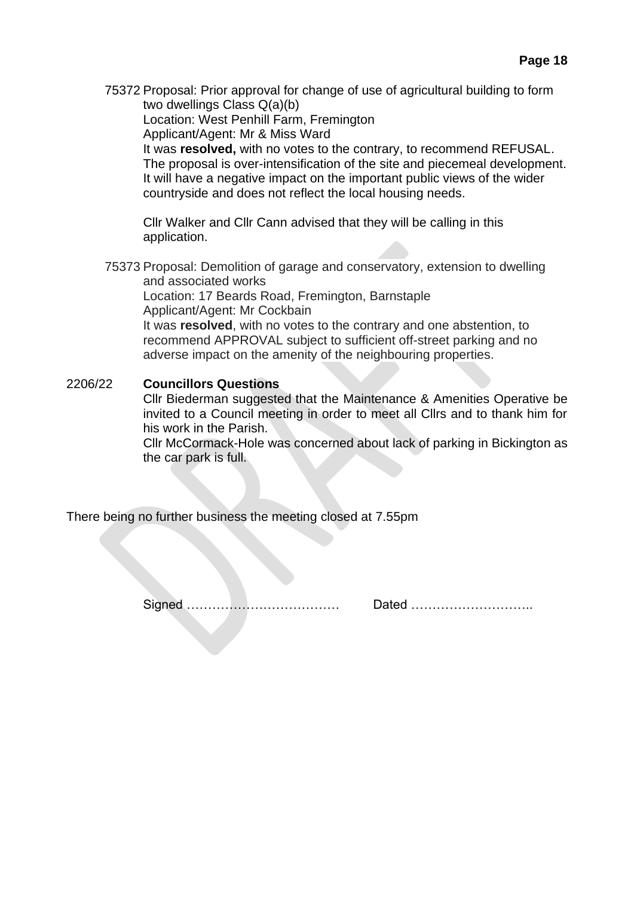75372 Proposal: Prior approval for change of use of agricultural building to form two dwellings Class Q(a)(b)
Location: West Penhill Farm, Fremington
Applicant/Agent: Mr & Miss Ward
It was **resolved,** with no votes to the contrary, to recommend REFUSAL. The proposal is over-intensification of the site and piecemeal development. It will have a negative impact on the important public views of the wider countryside and does not reflect the local housing needs.

Cllr Walker and Cllr Cann advised that they will be calling in this application.

75373 Proposal: Demolition of garage and conservatory, extension to dwelling and associated works
Location: 17 Beards Road, Fremington, Barnstaple
Applicant/Agent: Mr Cockbain
It was **resolved**, with no votes to the contrary and one abstention, to recommend APPROVAL subject to sufficient off-street parking and no adverse impact on the amenity of the neighbouring properties.

2206/22 **Councillors Questions**

Cllr Biederman suggested that the Maintenance & Amenities Operative be invited to a Council meeting in order to meet all Cllrs and to thank him for his work in the Parish.

Cllr McCormack-Hole was concerned about lack of parking in Bickington as the car park is full.

There being no further business the meeting closed at 7.55pm

Signed ……………………………… Dated ………………………..